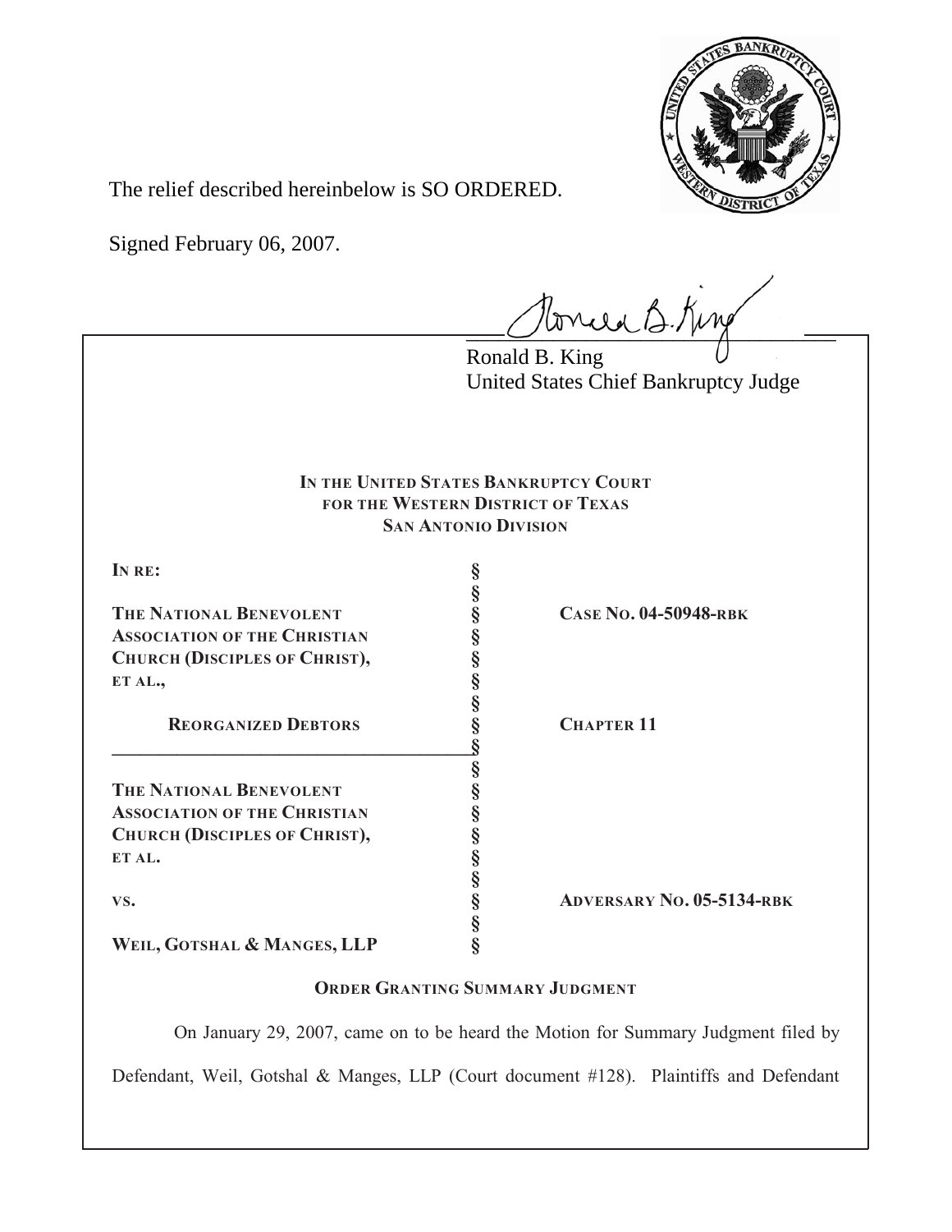The relief described hereinbelow is SO ORDERED.

Signed February 06, 2007.

Ronald B. King
United States Chief Bankruptcy Judge

**IN THE UNITED STATES BANKRUPTCY COURT**
**FOR THE WESTERN DISTRICT OF TEXAS**
**SAN ANTONIO DIVISION**

| | | |
|---|---|---|
| **IN RE:** | § | |
| | § | |
| **THE NATIONAL BENEVOLENT ASSOCIATION OF THE CHRISTIAN CHURCH (DISCIPLES OF CHRIST), ET AL.,** | § | **CASE NO. 04-50948-RBK** |
| | § | |
| **REORGANIZED DEBTORS** | § | **CHAPTER 11** |
| | § | |
| **THE NATIONAL BENEVOLENT ASSOCIATION OF THE CHRISTIAN CHURCH (DISCIPLES OF CHRIST), ET AL.** | § | |
| | § | |
| **VS.** | § | **ADVERSARY NO. 05-5134-RBK** |
| | § | |
| **WEIL, GOTSHAL & MANGES, LLP** | § | |

**ORDER GRANTING SUMMARY JUDGMENT**

On January 29, 2007, came on to be heard the Motion for Summary Judgment filed by Defendant, Weil, Gotshal & Manges, LLP (Court document #128). Plaintiffs and Defendant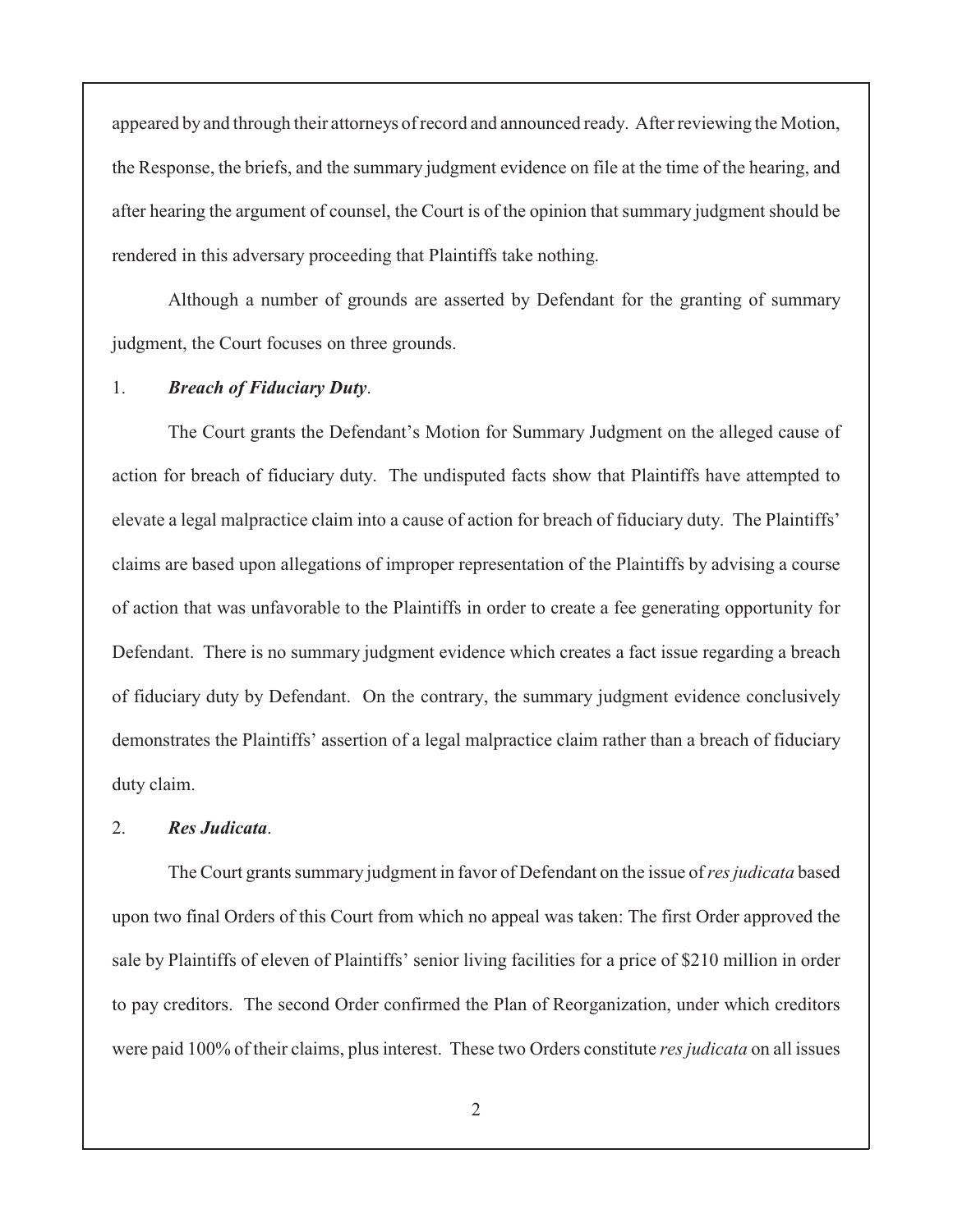appeared by and through their attorneys of record and announced ready. After reviewing the Motion, the Response, the briefs, and the summary judgment evidence on file at the time of the hearing, and after hearing the argument of counsel, the Court is of the opinion that summary judgment should be rendered in this adversary proceeding that Plaintiffs take nothing.

Although a number of grounds are asserted by Defendant for the granting of summary judgment, the Court focuses on three grounds.

1. ***Breach of Fiduciary Duty***.

The Court grants the Defendant's Motion for Summary Judgment on the alleged cause of action for breach of fiduciary duty. The undisputed facts show that Plaintiffs have attempted to elevate a legal malpractice claim into a cause of action for breach of fiduciary duty. The Plaintiffs' claims are based upon allegations of improper representation of the Plaintiffs by advising a course of action that was unfavorable to the Plaintiffs in order to create a fee generating opportunity for Defendant. There is no summary judgment evidence which creates a fact issue regarding a breach of fiduciary duty by Defendant. On the contrary, the summary judgment evidence conclusively demonstrates the Plaintiffs' assertion of a legal malpractice claim rather than a breach of fiduciary duty claim.

2. ***Res Judicata***.

The Court grants summary judgment in favor of Defendant on the issue of *res judicata* based upon two final Orders of this Court from which no appeal was taken: The first Order approved the sale by Plaintiffs of eleven of Plaintiffs' senior living facilities for a price of $210 million in order to pay creditors. The second Order confirmed the Plan of Reorganization, under which creditors were paid 100% of their claims, plus interest. These two Orders constitute *res judicata* on all issues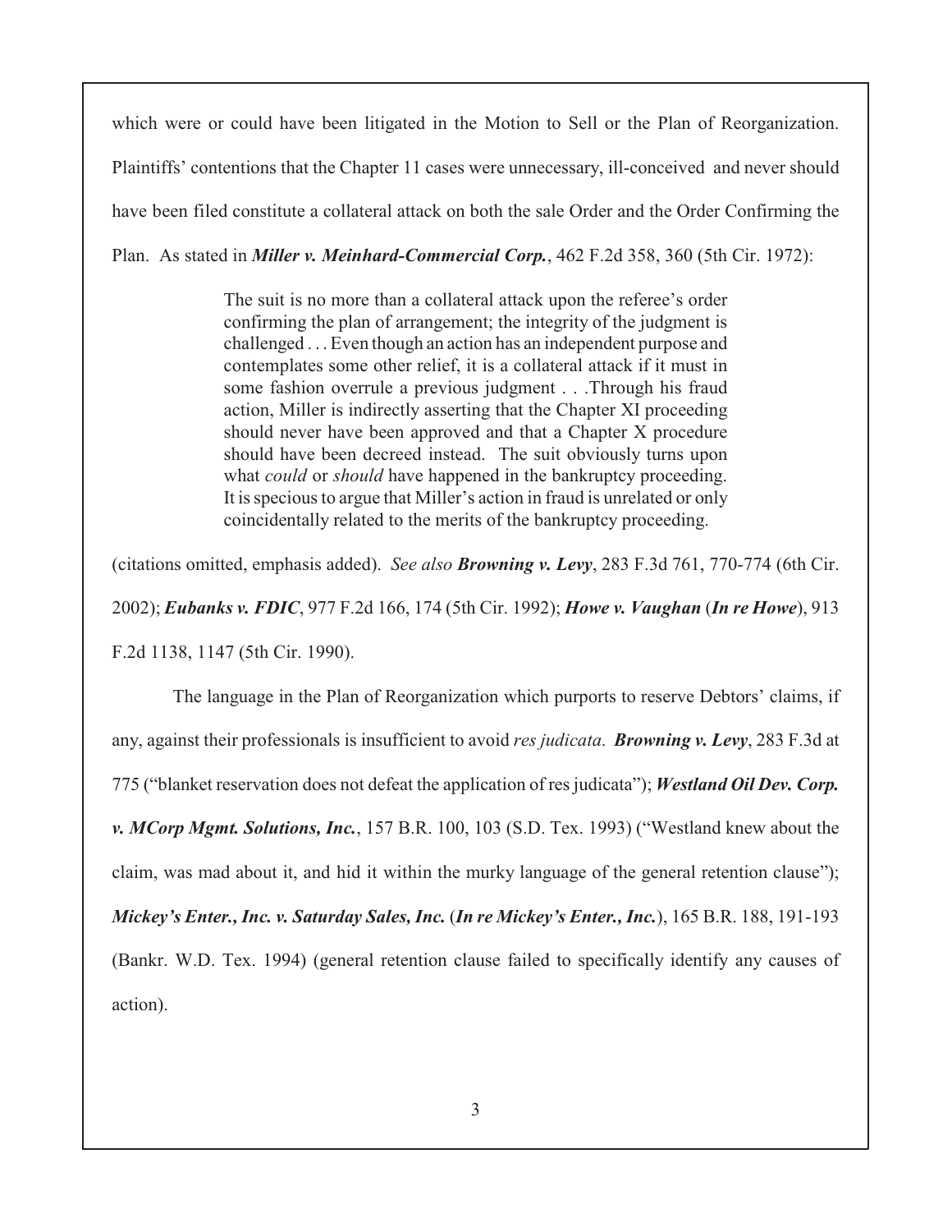which were or could have been litigated in the Motion to Sell or the Plan of Reorganization. Plaintiffs' contentions that the Chapter 11 cases were unnecessary, ill-conceived and never should have been filed constitute a collateral attack on both the sale Order and the Order Confirming the Plan. As stated in ***Miller v. Meinhard-Commercial Corp.***, 462 F.2d 358, 360 (5th Cir. 1972):

> The suit is no more than a collateral attack upon the referee's order confirming the plan of arrangement; the integrity of the judgment is challenged . . . Even though an action has an independent purpose and contemplates some other relief, it is a collateral attack if it must in some fashion overrule a previous judgment . . .Through his fraud action, Miller is indirectly asserting that the Chapter XI proceeding should never have been approved and that a Chapter X procedure should have been decreed instead. The suit obviously turns upon what *could* or *should* have happened in the bankruptcy proceeding. It is specious to argue that Miller's action in fraud is unrelated or only coincidentally related to the merits of the bankruptcy proceeding.

(citations omitted, emphasis added). *See also* ***Browning v. Levy***, 283 F.3d 761, 770-774 (6th Cir. 2002); ***Eubanks v. FDIC***, 977 F.2d 166, 174 (5th Cir. 1992); ***Howe v. Vaughan*** (***In re Howe***), 913 F.2d 1138, 1147 (5th Cir. 1990).

The language in the Plan of Reorganization which purports to reserve Debtors' claims, if any, against their professionals is insufficient to avoid *res judicata*. ***Browning v. Levy***, 283 F.3d at 775 ("blanket reservation does not defeat the application of res judicata"); ***Westland Oil Dev. Corp. v. MCorp Mgmt. Solutions, Inc.***, 157 B.R. 100, 103 (S.D. Tex. 1993) ("Westland knew about the claim, was mad about it, and hid it within the murky language of the general retention clause"); ***Mickey's Enter., Inc. v. Saturday Sales, Inc.*** (***In re Mickey's Enter., Inc.***), 165 B.R. 188, 191-193 (Bankr. W.D. Tex. 1994) (general retention clause failed to specifically identify any causes of action).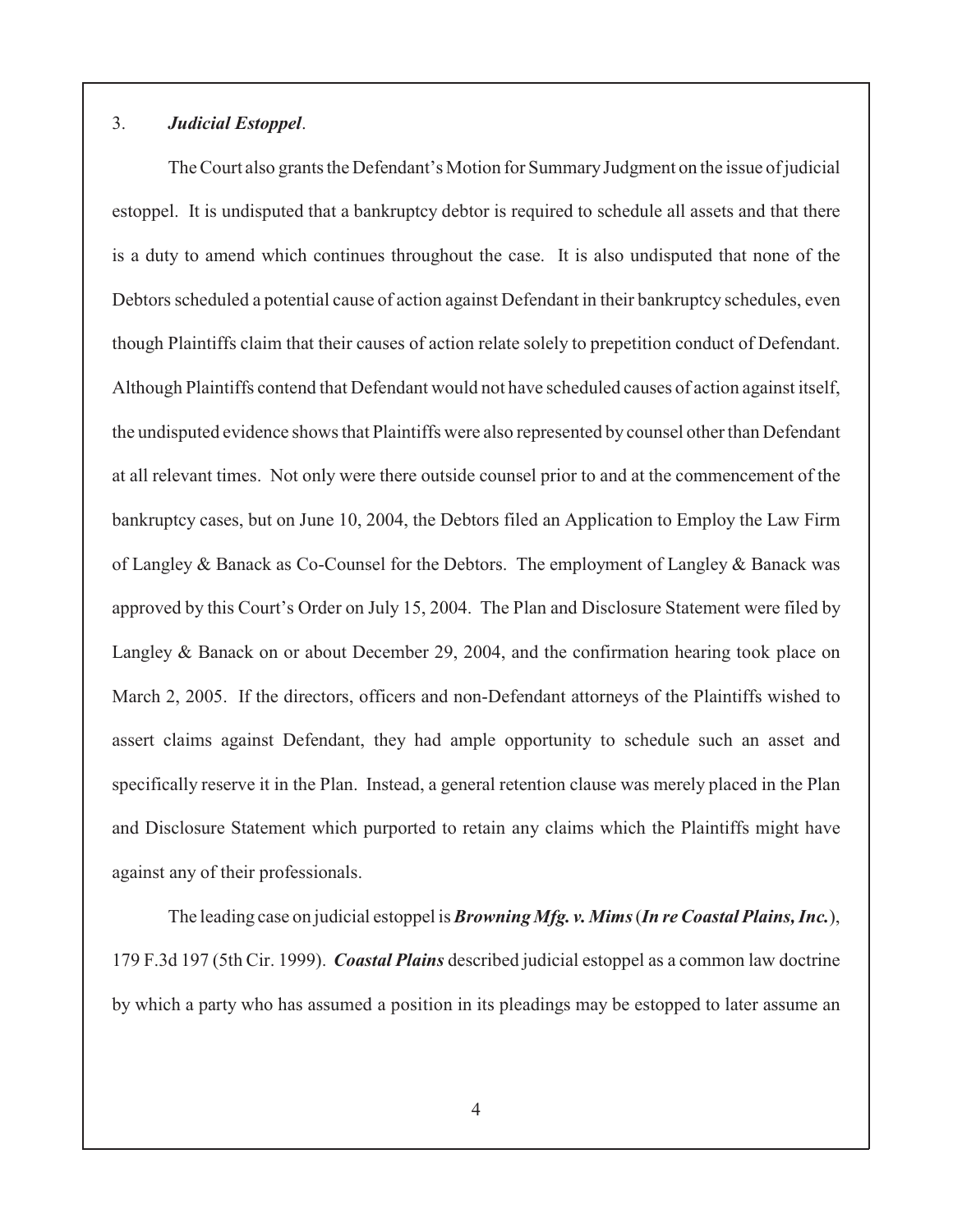3. ***Judicial Estoppel***.

The Court also grants the Defendant's Motion for Summary Judgment on the issue of judicial estoppel. It is undisputed that a bankruptcy debtor is required to schedule all assets and that there is a duty to amend which continues throughout the case. It is also undisputed that none of the Debtors scheduled a potential cause of action against Defendant in their bankruptcy schedules, even though Plaintiffs claim that their causes of action relate solely to prepetition conduct of Defendant. Although Plaintiffs contend that Defendant would not have scheduled causes of action against itself, the undisputed evidence shows that Plaintiffs were also represented by counsel other than Defendant at all relevant times. Not only were there outside counsel prior to and at the commencement of the bankruptcy cases, but on June 10, 2004, the Debtors filed an Application to Employ the Law Firm of Langley & Banack as Co-Counsel for the Debtors. The employment of Langley & Banack was approved by this Court's Order on July 15, 2004. The Plan and Disclosure Statement were filed by Langley & Banack on or about December 29, 2004, and the confirmation hearing took place on March 2, 2005. If the directors, officers and non-Defendant attorneys of the Plaintiffs wished to assert claims against Defendant, they had ample opportunity to schedule such an asset and specifically reserve it in the Plan. Instead, a general retention clause was merely placed in the Plan and Disclosure Statement which purported to retain any claims which the Plaintiffs might have against any of their professionals.

The leading case on judicial estoppel is ***Browning Mfg. v. Mims*** (***In re Coastal Plains, Inc.***), 179 F.3d 197 (5th Cir. 1999). ***Coastal Plains*** described judicial estoppel as a common law doctrine by which a party who has assumed a position in its pleadings may be estopped to later assume an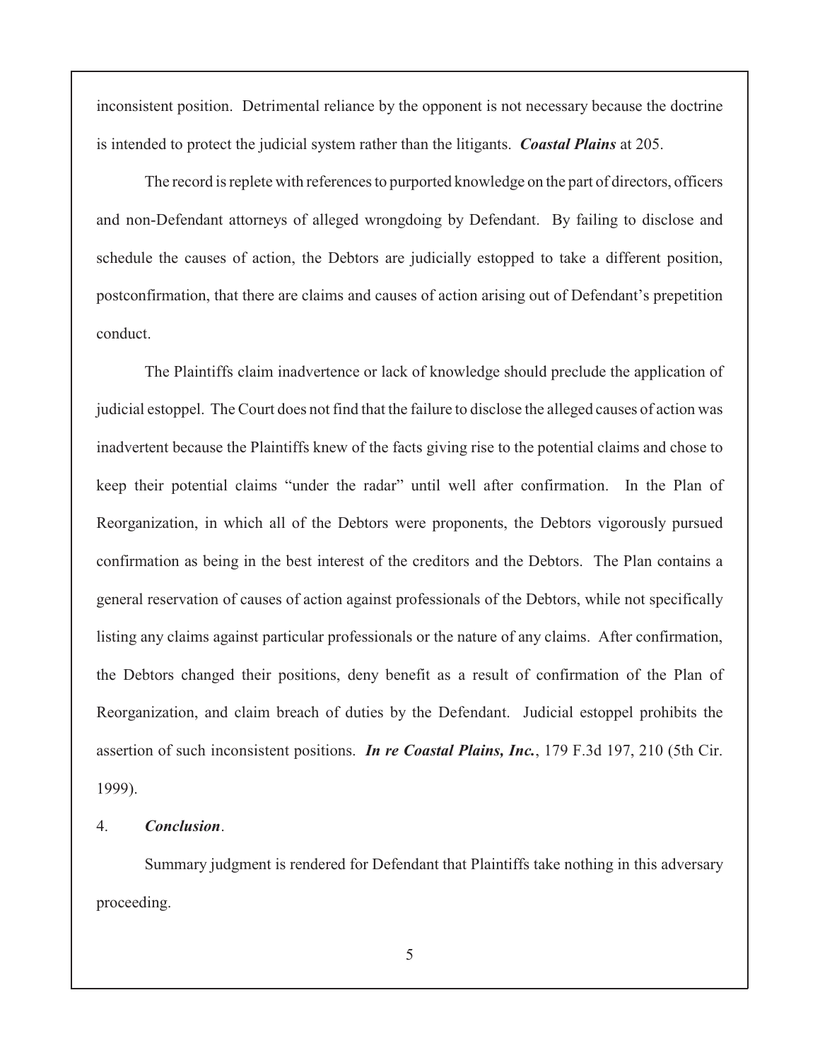inconsistent position. Detrimental reliance by the opponent is not necessary because the doctrine is intended to protect the judicial system rather than the litigants. ***Coastal Plains*** at 205.

The record is replete with references to purported knowledge on the part of directors, officers and non-Defendant attorneys of alleged wrongdoing by Defendant. By failing to disclose and schedule the causes of action, the Debtors are judicially estopped to take a different position, postconfirmation, that there are claims and causes of action arising out of Defendant's prepetition conduct.

The Plaintiffs claim inadvertence or lack of knowledge should preclude the application of judicial estoppel. The Court does not find that the failure to disclose the alleged causes of action was inadvertent because the Plaintiffs knew of the facts giving rise to the potential claims and chose to keep their potential claims "under the radar" until well after confirmation. In the Plan of Reorganization, in which all of the Debtors were proponents, the Debtors vigorously pursued confirmation as being in the best interest of the creditors and the Debtors. The Plan contains a general reservation of causes of action against professionals of the Debtors, while not specifically listing any claims against particular professionals or the nature of any claims. After confirmation, the Debtors changed their positions, deny benefit as a result of confirmation of the Plan of Reorganization, and claim breach of duties by the Defendant. Judicial estoppel prohibits the assertion of such inconsistent positions. ***In re Coastal Plains, Inc.***, 179 F.3d 197, 210 (5th Cir. 1999).

4. ***Conclusion***.

Summary judgment is rendered for Defendant that Plaintiffs take nothing in this adversary proceeding.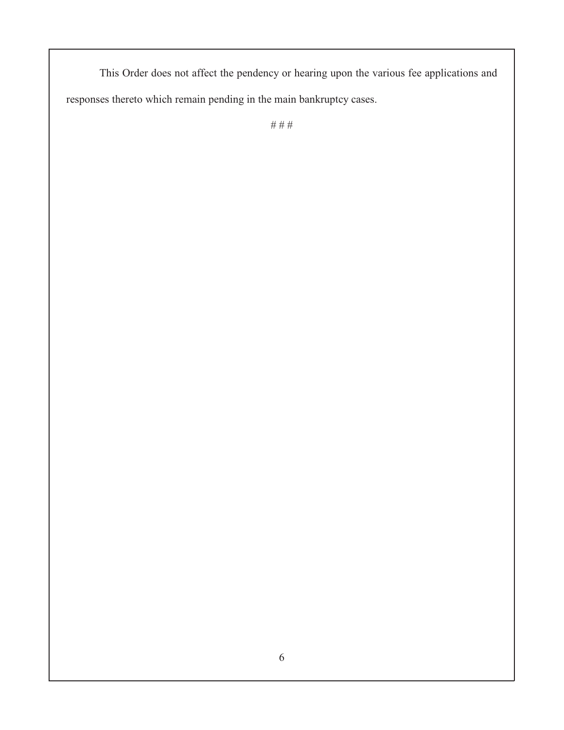This Order does not affect the pendency or hearing upon the various fee applications and responses thereto which remain pending in the main bankruptcy cases.

# # #